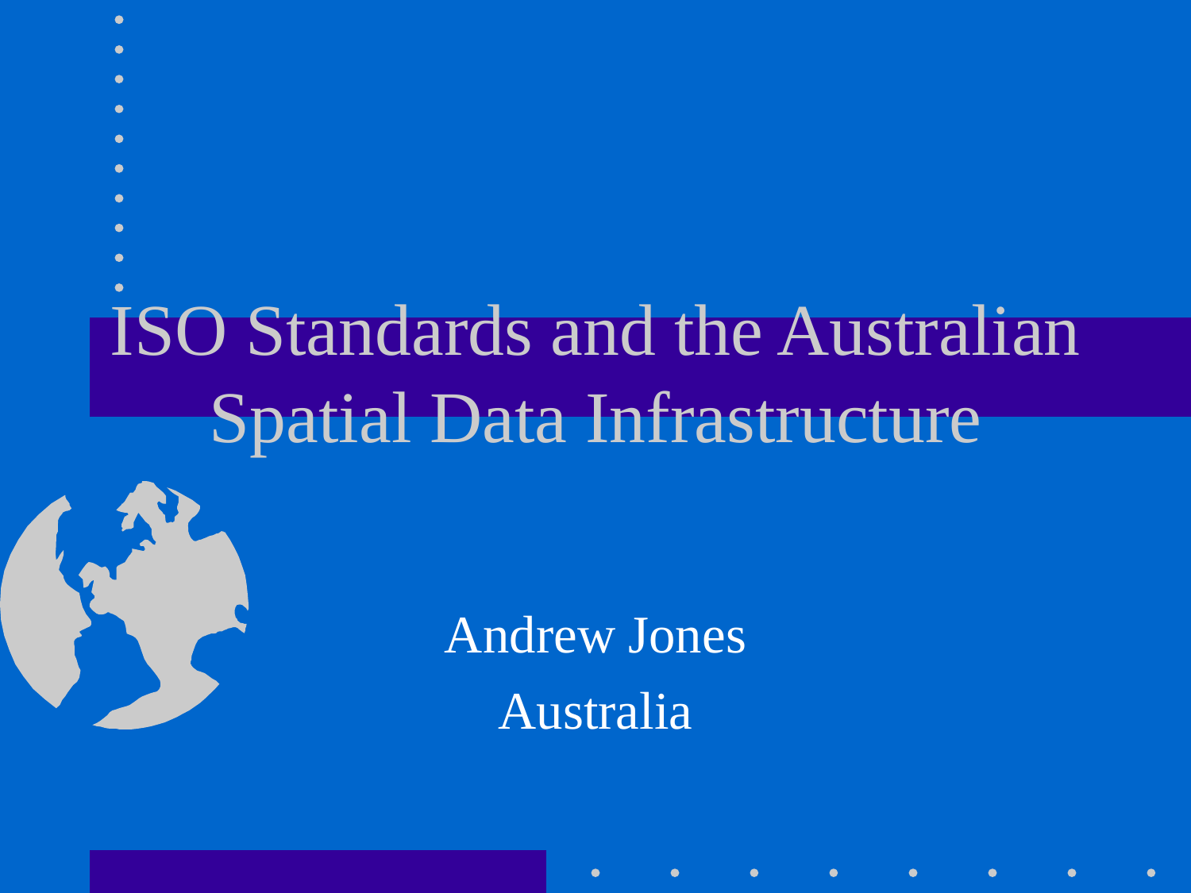# ISO Standards and the Australian Spatial Data Infrastructure

Andrew Jones

Australia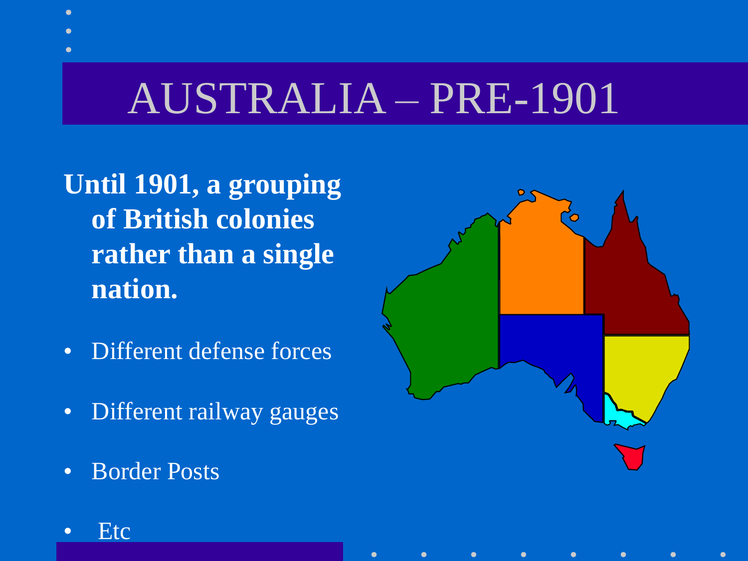# AUSTRALIA – PRE-1901

**Until 1901, a grouping of British colonies rather than a single nation.**

- Different defense forces
- Different railway gauges
- Border Posts
- Etc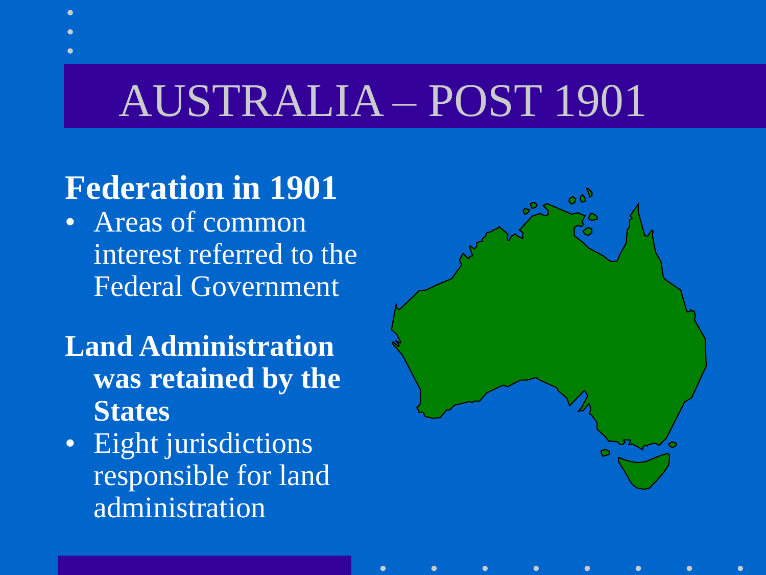# AUSTRALIA – POST 1901

**Federation in 1901**

- Areas of common interest referred to the Federal Government

**Land Administration was retained by the States**

- Eight jurisdictions responsible for land administration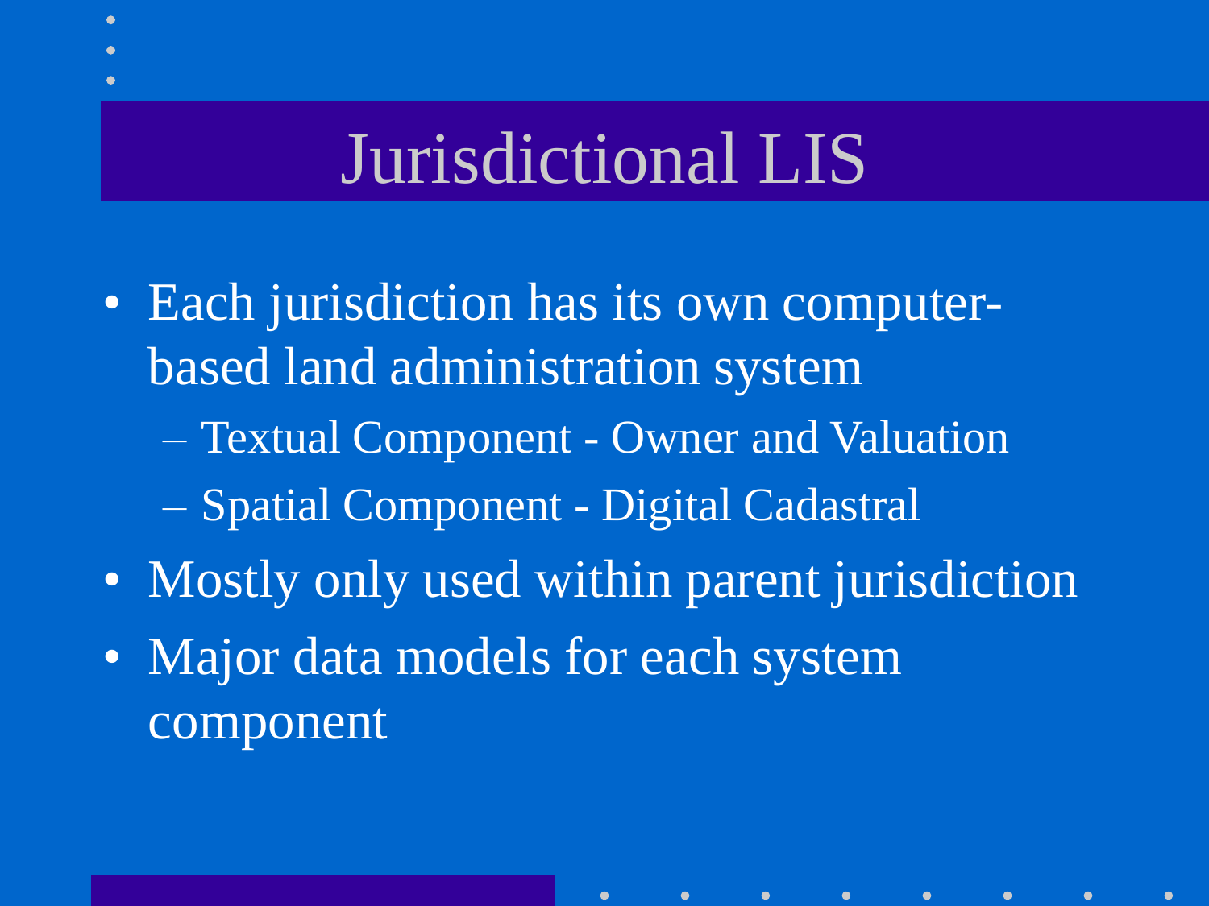# Jurisdictional LIS

- Each jurisdiction has its own computer-based land administration system
  - Textual Component - Owner and Valuation
  - Spatial Component - Digital Cadastral
- Mostly only used within parent jurisdiction
- Major data models for each system component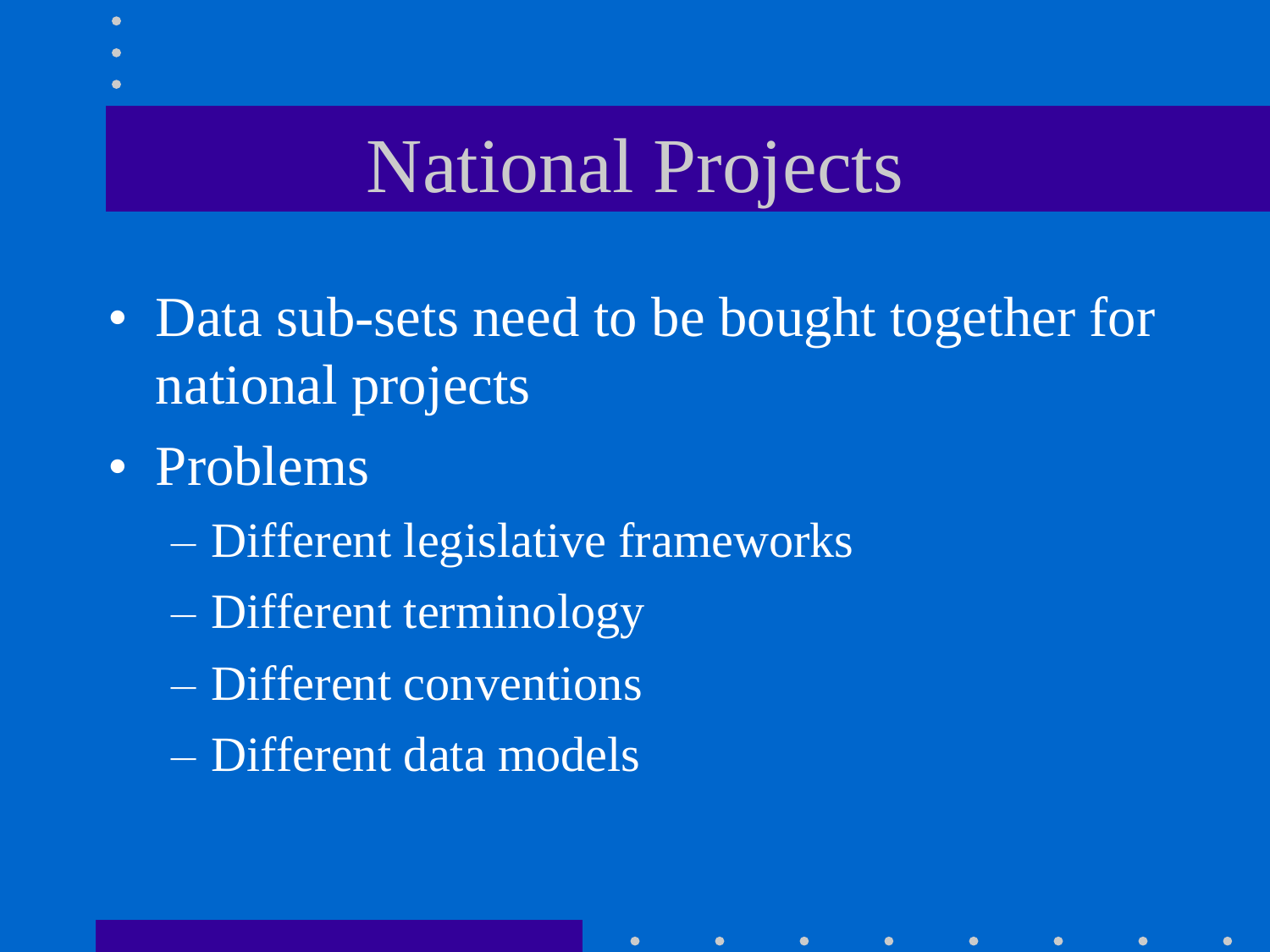# National Projects

- Data sub-sets need to be bought together for national projects
- Problems
  - Different legislative frameworks
  - Different terminology
  - Different conventions
  - Different data models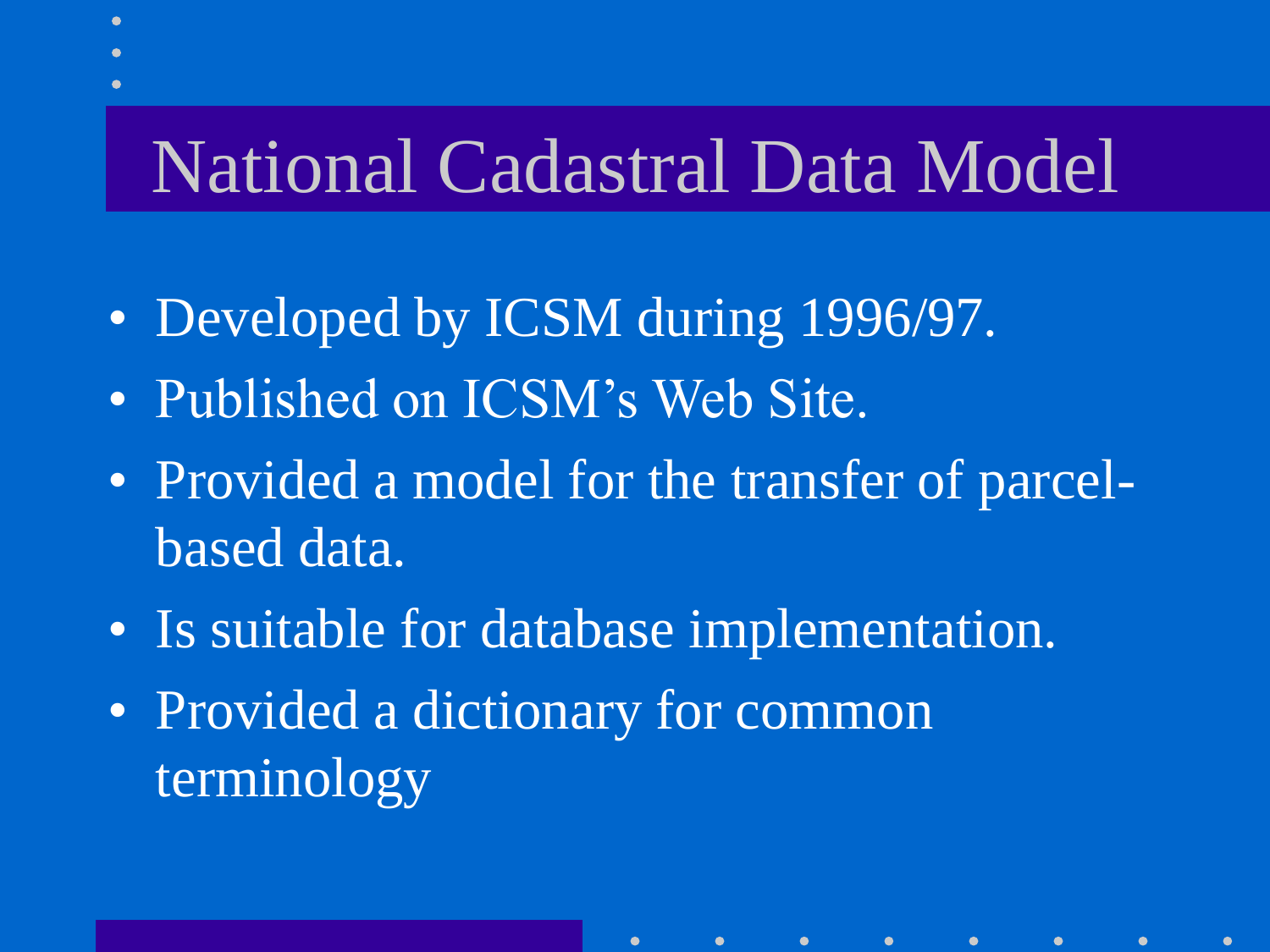# National Cadastral Data Model

- Developed by ICSM during 1996/97.
- Published on ICSM's Web Site.
- Provided a model for the transfer of parcel-based data.
- Is suitable for database implementation.
- Provided a dictionary for common terminology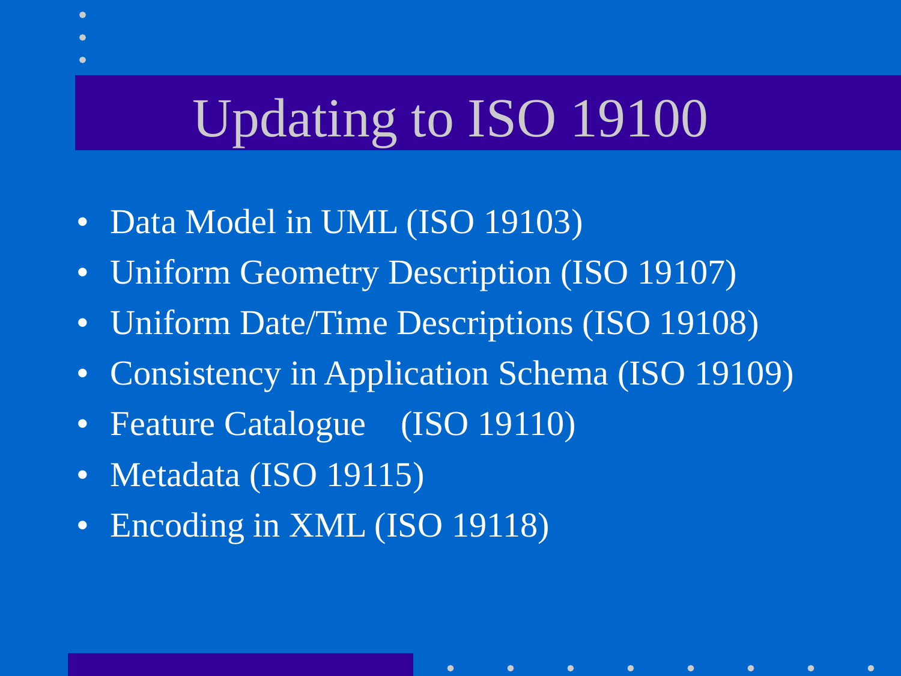# Updating to ISO 19100

- Data Model in UML (ISO 19103)
- Uniform Geometry Description (ISO 19107)
- Uniform Date/Time Descriptions (ISO 19108)
- Consistency in Application Schema (ISO 19109)
- Feature Catalogue (ISO 19110)
- Metadata (ISO 19115)
- Encoding in XML (ISO 19118)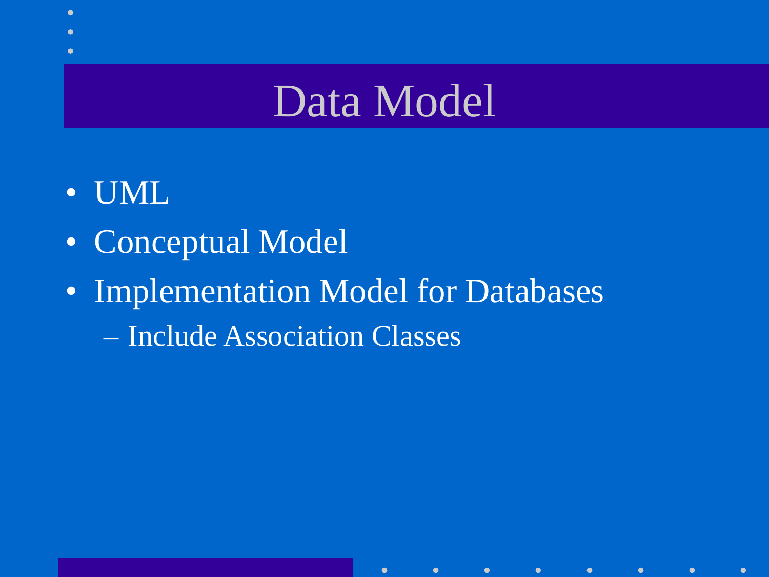# Data Model

- UML
- Conceptual Model
- Implementation Model for Databases
  - Include Association Classes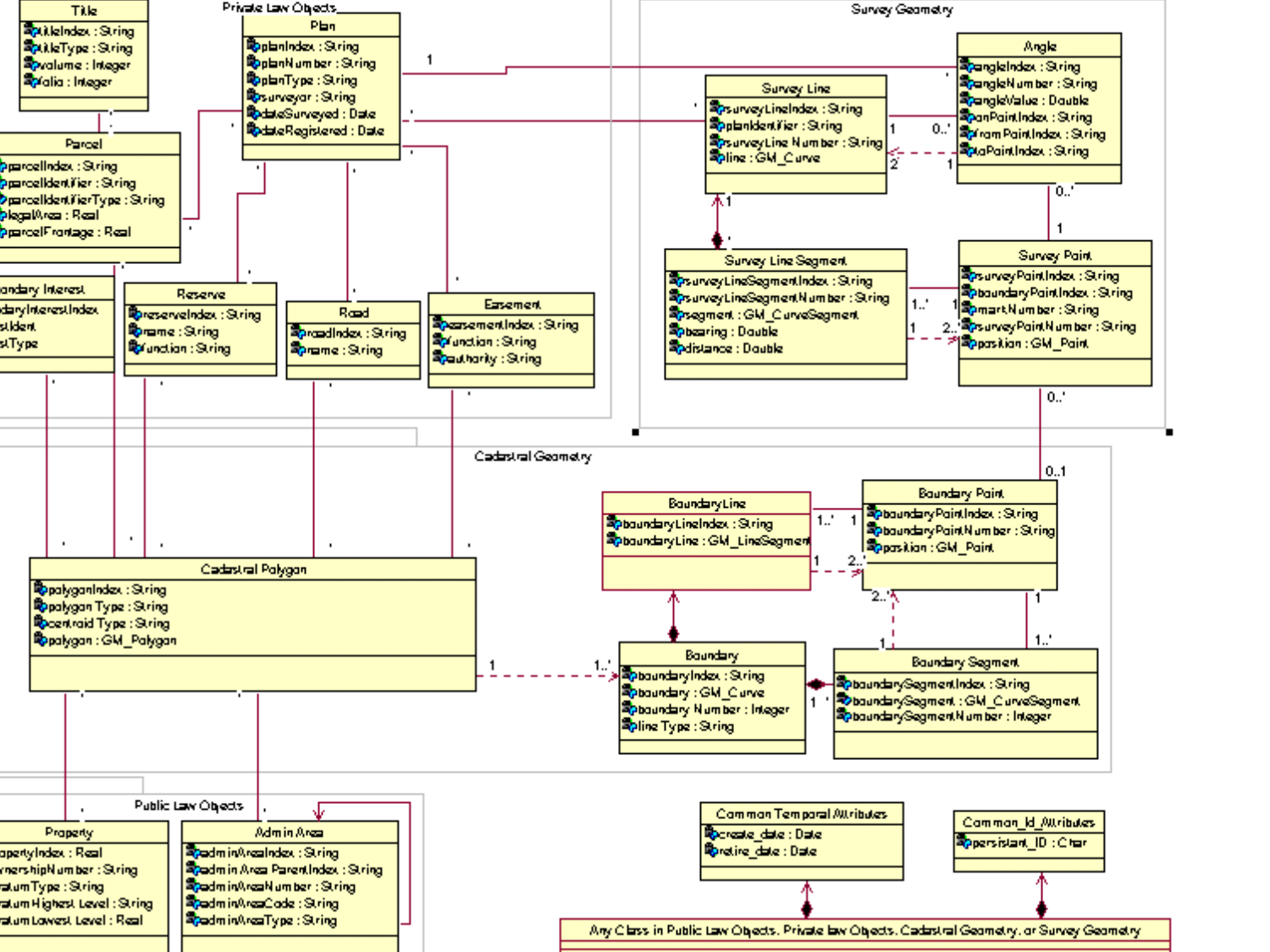**Private Law Objects**

**Title**
- titleIndex : String
- titleType : String
- volume : Integer
- folio : Integer

**Plan**
- planIndex : String
- planNumber : String
- planType : String
- surveyor : String
- dateSurveyed : Date
- dateRegistered : Date

**Parcel**
- parcelIndex : String
- parcelIdentifier : String
- parcelIdentifierType : String
- legalArea : Real
- parcelFrontage : Real

**Boundary Interest**
- boundaryInterestIndex
- ...Ident
- ...Type

**Reserve**
- reserveIndex : String
- name : String
- function : String

**Road**
- roadIndex : String
- name : String

**Easement**
- easementIndex : String
- function : String
- authority : String

**Survey Geometry**

**Survey Line**
- surveyLineIndex : String
- planIdentifier : String
- surveyLine Number : String
- line : GM_Curve

**Angle**
- angleIndex : String
- angleNumber : String
- angleValue : Double
- onPointIndex : String
- fromPointIndex : String
- toPointIndex : String

**Survey Line Segment**
- surveyLineSegmentIndex : String
- surveyLineSegmentNumber : String
- segment : GM_CurveSegment
- bearing : Double
- distance : Double

**Survey Point**
- surveyPointIndex : String
- boundaryPointIndex : String
- markNumber : String
- surveyPointNumber : String
- position : GM_Point

**Cadastral Geometry**

**Cadastral Polygon**
- polygonIndex : String
- polygon Type : String
- centroid Type : String
- polygon : GM_Polygon

**BoundaryLine**
- boundaryLineIndex : String
- boundaryLine : GM_LineSegment

**Boundary Point**
- boundaryPointIndex : String
- boundaryPointNumber : String
- position : GM_Point

**Boundary**
- boundaryIndex : String
- boundary : GM_Curve
- boundary Number : Integer
- line Type : String

**Boundary Segment**
- boundarySegmentIndex : String
- boundarySegment : GM_CurveSegment
- boundarySegmentNumber : Integer

**Public Law Objects**

**Property**
- propertyIndex : Real
- ownershipNumber : String
- datumType : String
- datum Highest Level : String
- datum Lowest Level : Real

**Admin Area**
- adminAreaIndex : String
- admin Area ParentIndex : String
- adminAreaNumber : String
- adminAreaCode : String
- adminAreaType : String

**Common Temporal Attributes**
- create_date : Date
- retire_date : Date

**Common_Id_Attributes**
- persistant_ID : Char

**Any Class in Public Law Objects, Private law Objects, Cadastral Geometry, or Survey Geometry**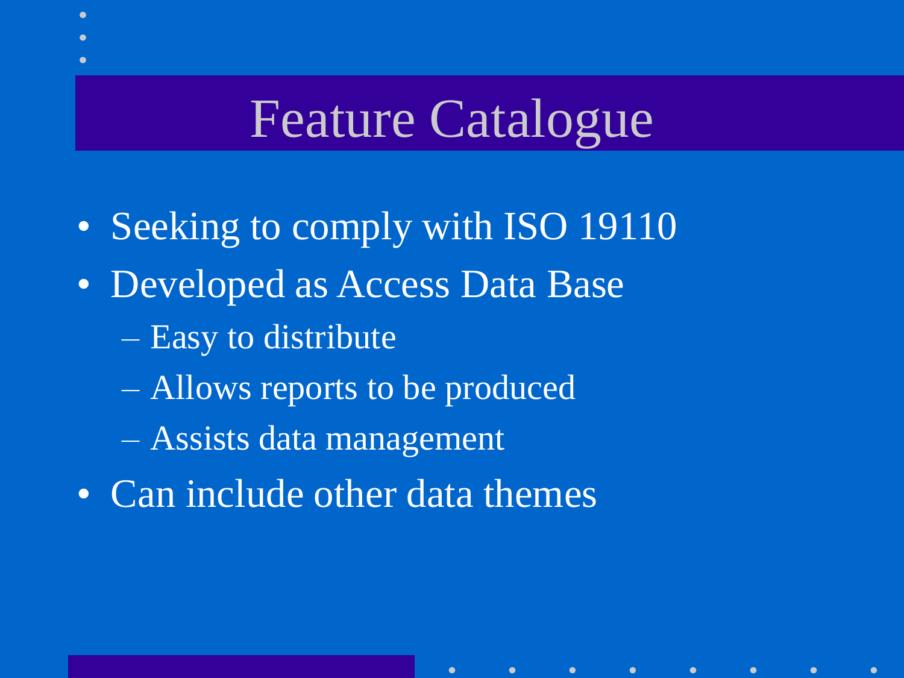# Feature Catalogue

- Seeking to comply with ISO 19110
- Developed as Access Data Base
  - Easy to distribute
  - Allows reports to be produced
  - Assists data management
- Can include other data themes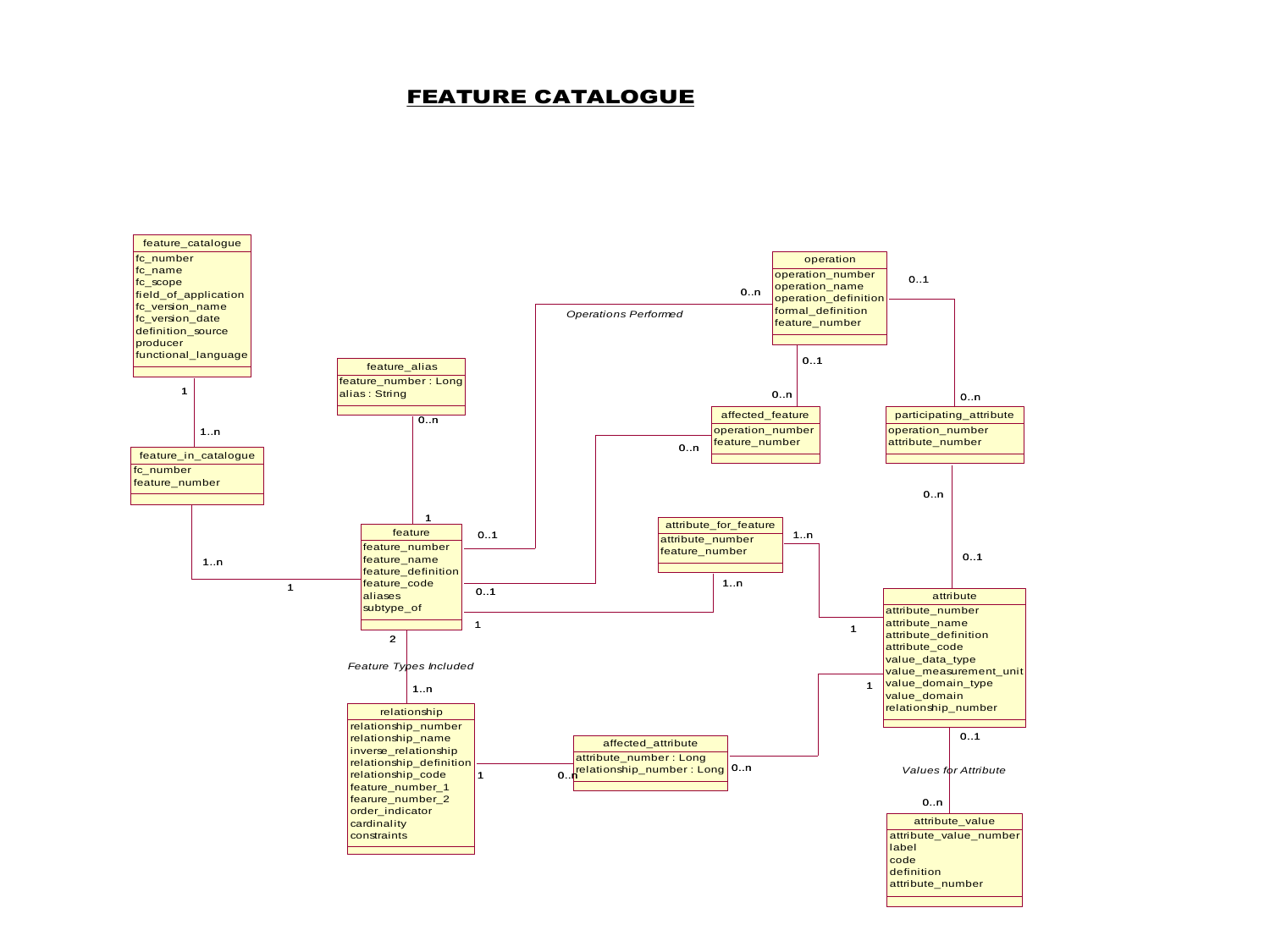# FEATURE CATALOGUE

**feature_catalogue**
- fc_number
- fc_name
- fc_scope
- field_of_application
- fc_version_name
- fc_version_date
- definition_source
- producer
- functional_language

**feature_in_catalogue**
- fc_number
- feature_number

**feature_alias**
- feature_number : Long
- alias : String

**feature**
- feature_number
- feature_name
- feature_definition
- feature_code
- aliases
- subtype_of

**operation**
- operation_number
- operation_name
- operation_definition
- formal_definition
- feature_number

**affected_feature**
- operation_number
- feature_number

**participating_attribute**
- operation_number
- attribute_number

**attribute_for_feature**
- attribute_number
- feature_number

**attribute**
- attribute_number
- attribute_name
- attribute_definition
- attribute_code
- value_data_type
- value_measurement_unit
- value_domain_type
- value_domain
- relationship_number

**relationship**
- relationship_number
- relationship_name
- inverse_relationship
- relationship_definition
- relationship_code
- feature_number_1
- fearure_number_2
- order_indicator
- cardinality
- constraints

**affected_attribute**
- attribute_number : Long
- relationship_number : Long

**attribute_value**
- attribute_value_number
- label
- code
- definition
- attribute_number

Relationships:
- feature_catalogue (1) — (1..n) feature_in_catalogue
- feature_in_catalogue (1..n) — (1) feature
- feature_alias (0..n) — (1) feature
- feature (0..1) — (0..n) operation: *Operations Performed*
- feature (0..1) — (0..n) affected_feature
- operation (0..1) — (0..n) affected_feature
- operation (0..1) — (0..n) participating_attribute
- participating_attribute (0..n) — (0..1) attribute
- feature (1) — (1..n) attribute_for_feature
- attribute_for_feature (1..n) — (1) attribute
- feature (2) — (1..n) relationship: *Feature Types Included*
- relationship (1) — (0..n) affected_attribute
- affected_attribute (0..n) — (1) attribute
- attribute (0..1) — (0..n) attribute_value: *Values for Attribute*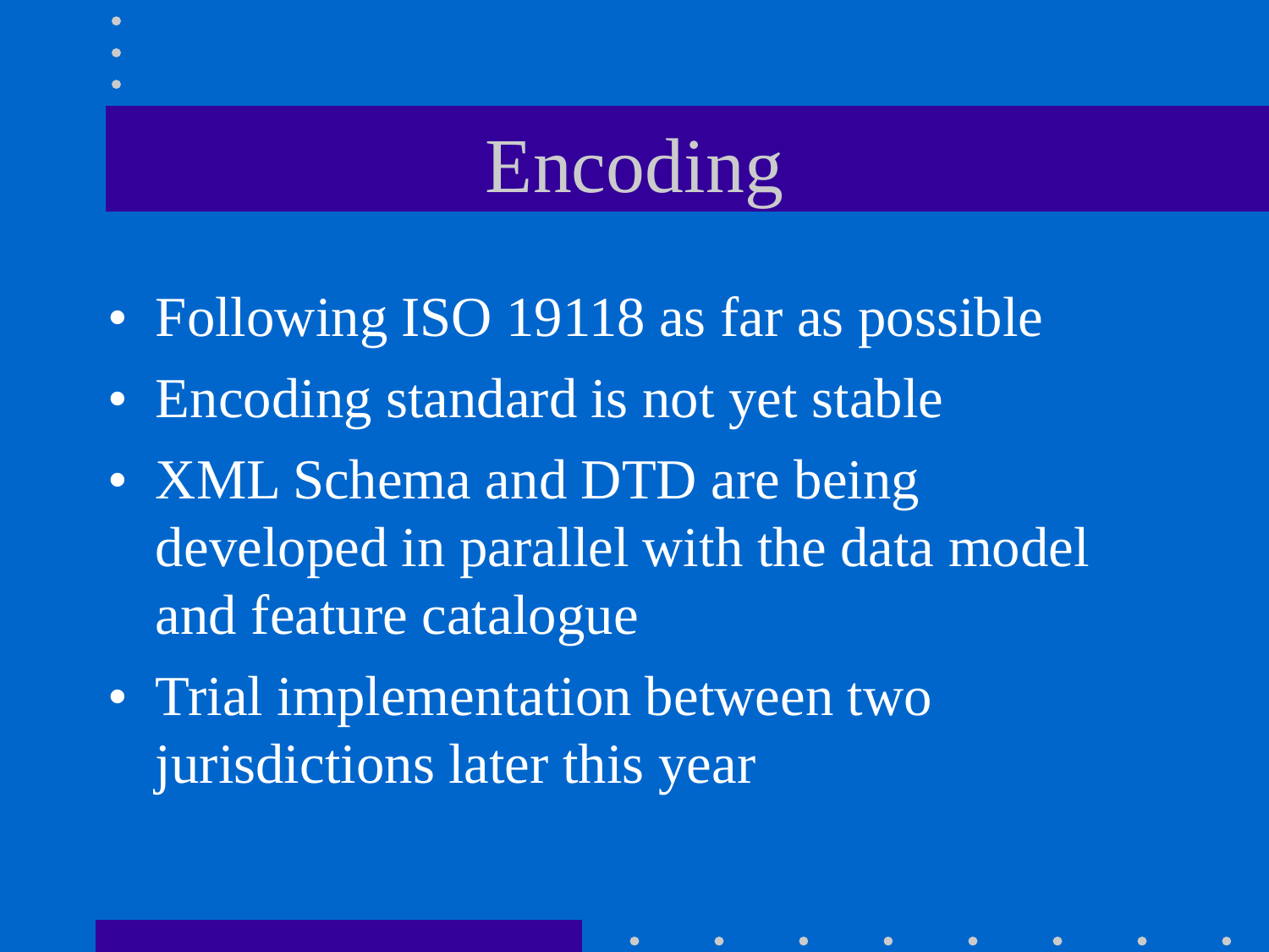# Encoding

- Following ISO 19118 as far as possible
- Encoding standard is not yet stable
- XML Schema and DTD are being developed in parallel with the data model and feature catalogue
- Trial implementation between two jurisdictions later this year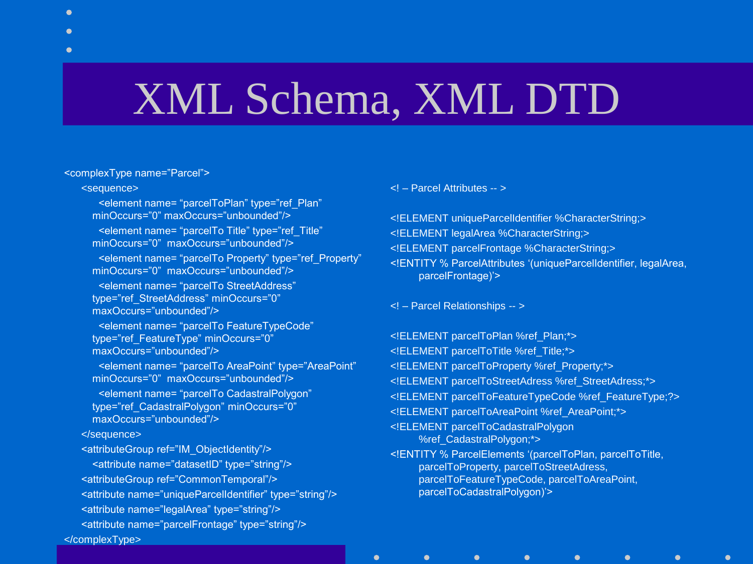# XML Schema, XML DTD

```
<complexType name="Parcel">
    <sequence>
        <element name= "parcelToPlan" type="ref_Plan"
        minOccurs="0" maxOccurs="unbounded"/>
        <element name= "parcelTo Title" type="ref_Title"
        minOccurs="0"  maxOccurs="unbounded"/>
        <element name= "parcelTo Property" type="ref_Property"
        minOccurs="0"  maxOccurs="unbounded"/>
        <element name= "parcelTo StreetAddress"
        type="ref_StreetAddress" minOccurs="0"
        maxOccurs="unbounded"/>
        <element name= "parcelTo FeatureTypeCode"
        type="ref_FeatureType" minOccurs="0"
        maxOccurs="unbounded"/>
        <element name= "parcelTo AreaPoint" type="AreaPoint"
        minOccurs="0"  maxOccurs="unbounded"/>
        <element name= "parcelTo CadastralPolygon"
        type="ref_CadastralPolygon" minOccurs="0"
        maxOccurs="unbounded"/>
    </sequence>
    <attributeGroup ref="IM_ObjectIdentity"/>
        <attribute name="datasetID" type="string"/>
    <attributeGroup ref="CommonTemporal"/>
    <attribute name="uniqueParcelIdentifier" type="string"/>
    <attribute name="legalArea" type="string"/>
    <attribute name="parcelFrontage" type="string"/>
</complexType>
```

```
<! – Parcel Attributes -- >

<!ELEMENT uniqueParcelIdentifier %CharacterString;>
<!ELEMENT legalArea %CharacterString;>
<!ELEMENT parcelFrontage %CharacterString;>
<!ENTITY % ParcelAttributes '(uniqueParcelIdentifier, legalArea,
        parcelFrontage)'>

<! – Parcel Relationships -- >

<!ELEMENT parcelToPlan %ref_Plan;*>
<!ELEMENT parcelToTitle %ref_Title;*>
<!ELEMENT parcelToProperty %ref_Property;*>
<!ELEMENT parcelToStreetAdress %ref_StreetAdress;*>
<!ELEMENT parcelToFeatureTypeCode %ref_FeatureType;?>
<!ELEMENT parcelToAreaPoint %ref_AreaPoint;*>
<!ELEMENT parcelToCadastralPolygon
        %ref_CadastralPolygon;*>
<!ENTITY % ParcelElements '(parcelToPlan, parcelToTitle,
        parcelToProperty, parcelToStreetAdress,
        parcelToFeatureTypeCode, parcelToAreaPoint,
        parcelToCadastralPolygon)'>
```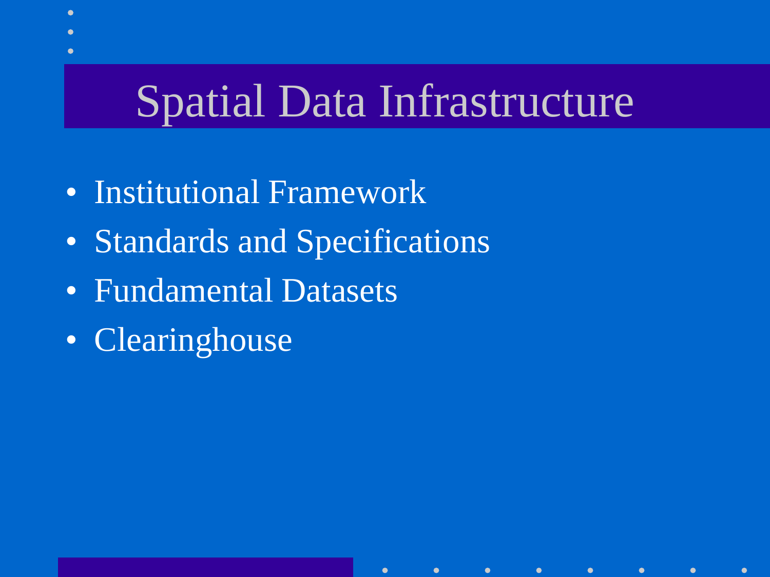# Spatial Data Infrastructure

- Institutional Framework
- Standards and Specifications
- Fundamental Datasets
- Clearinghouse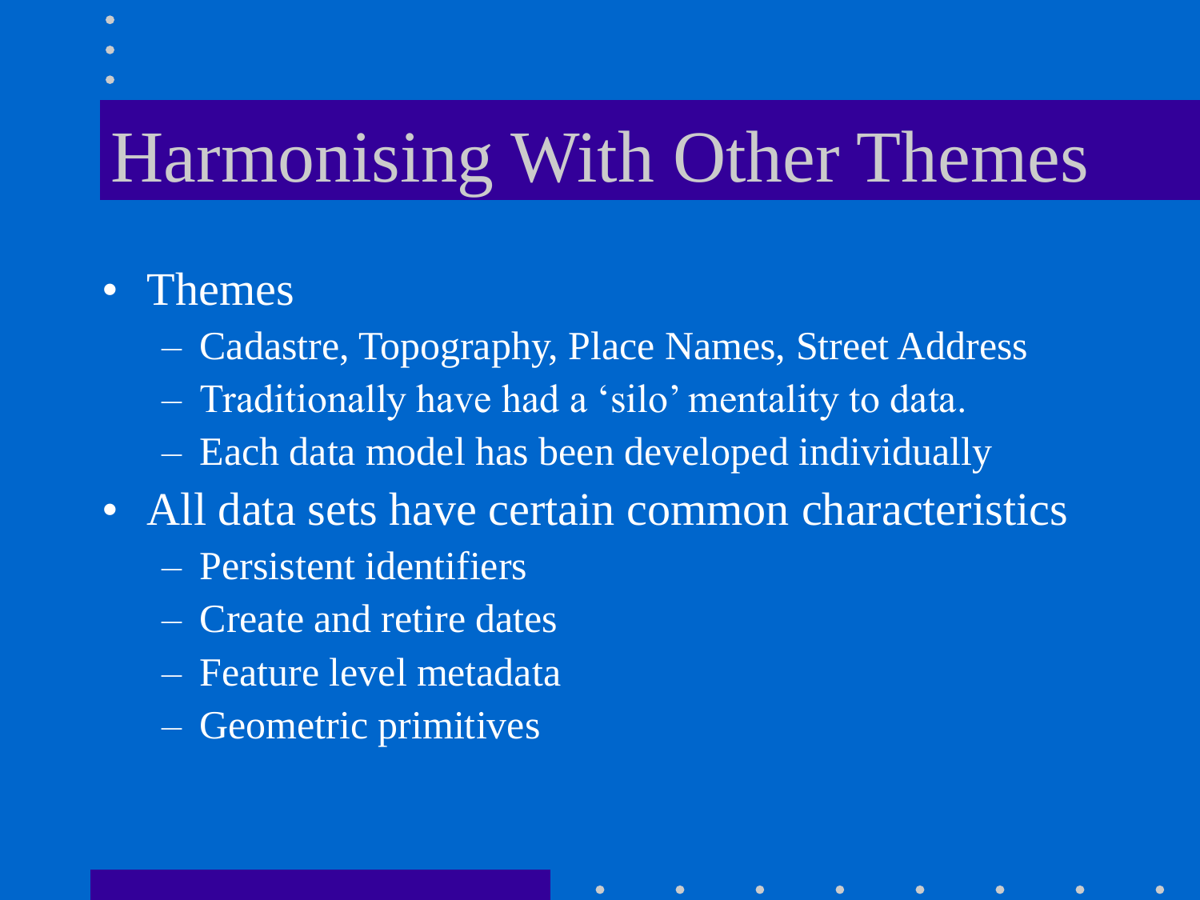# Harmonising With Other Themes

- Themes
  - Cadastre, Topography, Place Names, Street Address
  - Traditionally have had a 'silo' mentality to data.
  - Each data model has been developed individually
- All data sets have certain common characteristics
  - Persistent identifiers
  - Create and retire dates
  - Feature level metadata
  - Geometric primitives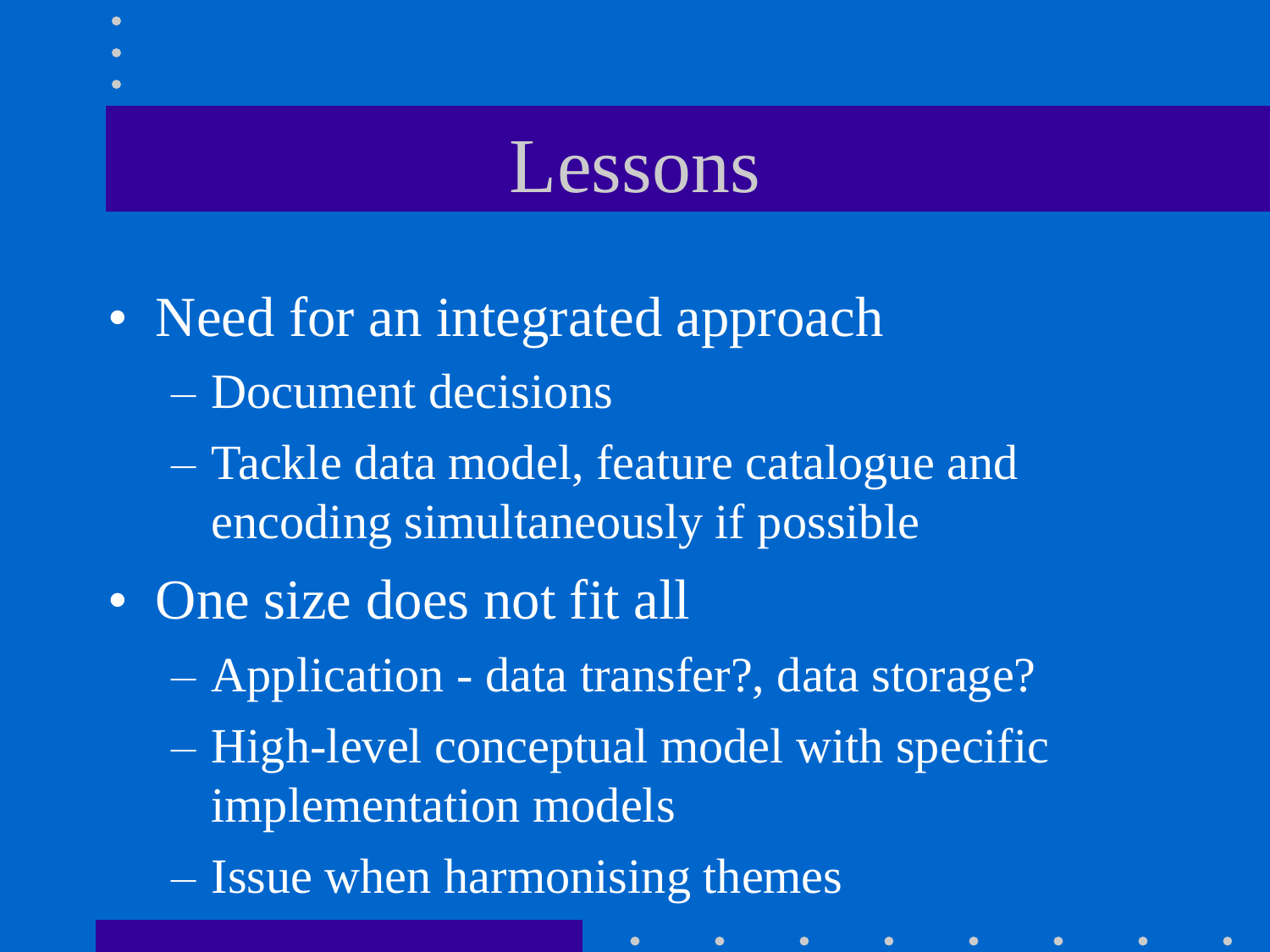# Lessons

- Need for an integrated approach
  - Document decisions
  - Tackle data model, feature catalogue and encoding simultaneously if possible
- One size does not fit all
  - Application - data transfer?, data storage?
  - High-level conceptual model with specific implementation models
  - Issue when harmonising themes